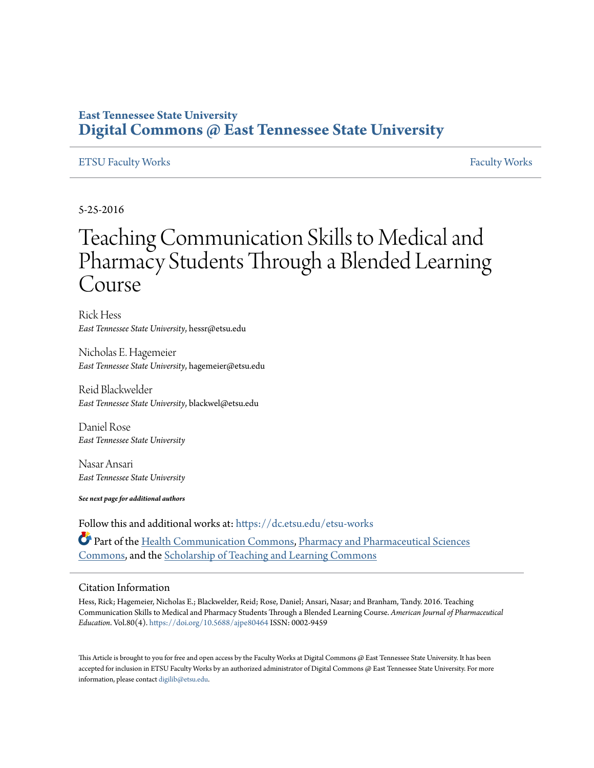**East Tennessee State University**

**Digital Commons @ East Tennessee State University**

ETSU Faculty Works | Faculty Works

5-25-2016

# Teaching Communication Skills to Medical and Pharmacy Students Through a Blended Learning Course

Rick Hess
*East Tennessee State University*, hessr@etsu.edu

Nicholas E. Hagemeier
*East Tennessee State University*, hagemeier@etsu.edu

Reid Blackwelder
*East Tennessee State University*, blackwel@etsu.edu

Daniel Rose
*East Tennessee State University*

Nasar Ansari
*East Tennessee State University*

***See next page for additional authors***

Follow this and additional works at: https://dc.etsu.edu/etsu-works

Part of the Health Communication Commons, Pharmacy and Pharmaceutical Sciences Commons, and the Scholarship of Teaching and Learning Commons

## Citation Information

Hess, Rick; Hagemeier, Nicholas E.; Blackwelder, Reid; Rose, Daniel; Ansari, Nasar; and Branham, Tandy. 2016. Teaching Communication Skills to Medical and Pharmacy Students Through a Blended Learning Course. *American Journal of Pharmaceutical Education*. Vol.80(4). https://doi.org/10.5688/ajpe80464 ISSN: 0002-9459

This Article is brought to you for free and open access by the Faculty Works at Digital Commons @ East Tennessee State University. It has been accepted for inclusion in ETSU Faculty Works by an authorized administrator of Digital Commons @ East Tennessee State University. For more information, please contact digilib@etsu.edu.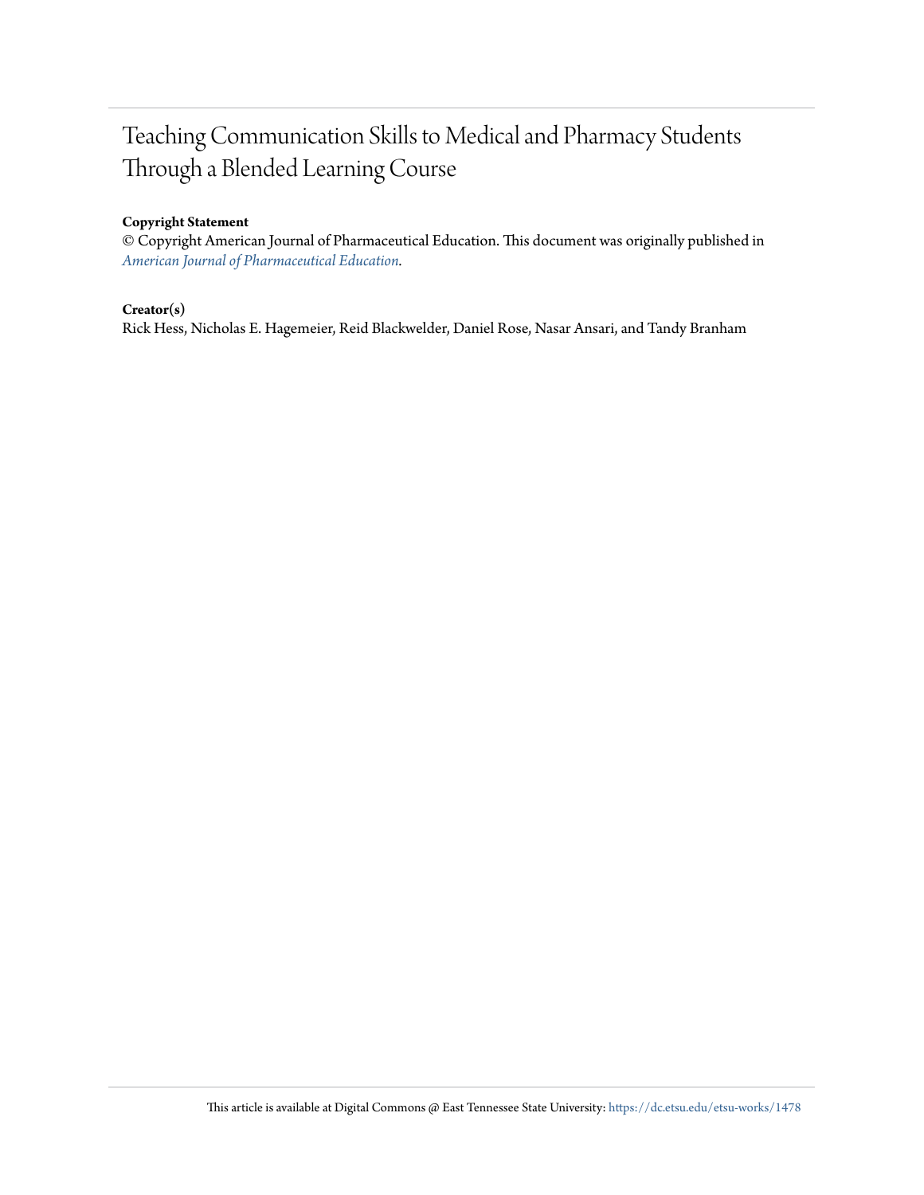# Teaching Communication Skills to Medical and Pharmacy Students Through a Blended Learning Course

**Copyright Statement**

© Copyright American Journal of Pharmaceutical Education. This document was originally published in *American Journal of Pharmaceutical Education*.

**Creator(s)**

Rick Hess, Nicholas E. Hagemeier, Reid Blackwelder, Daniel Rose, Nasar Ansari, and Tandy Branham

This article is available at Digital Commons @ East Tennessee State University: https://dc.etsu.edu/etsu-works/1478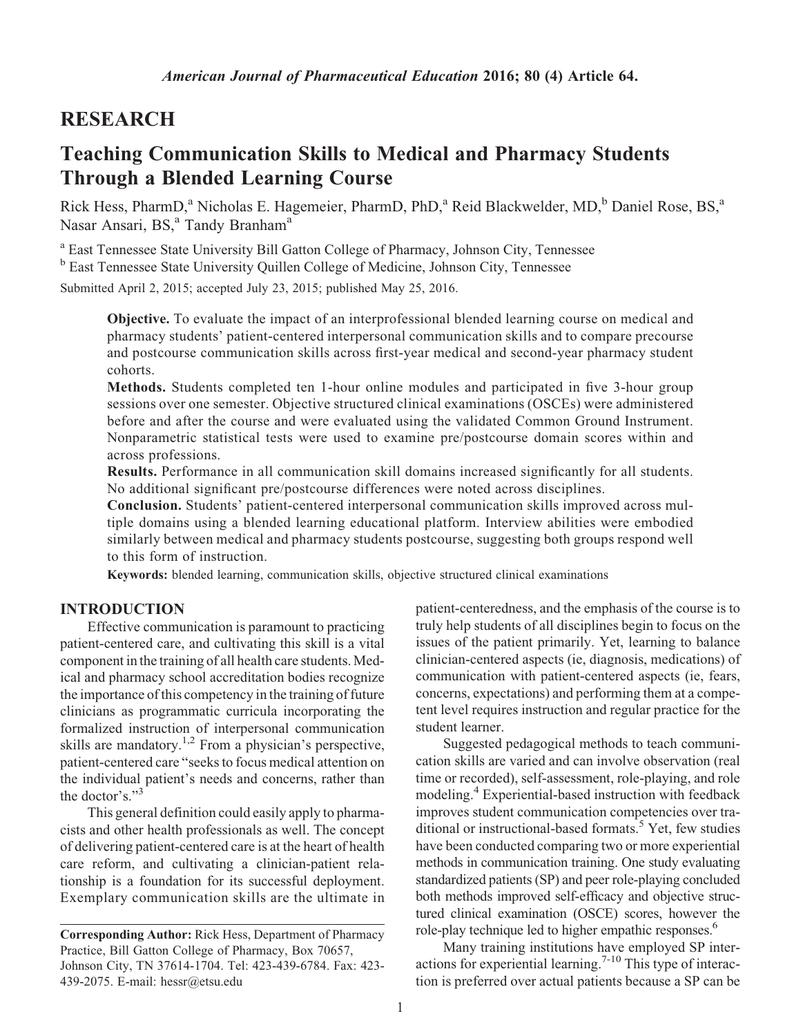# RESEARCH

# Teaching Communication Skills to Medical and Pharmacy Students Through a Blended Learning Course

Rick Hess, PharmD,[a] Nicholas E. Hagemeier, PharmD, PhD,[a] Reid Blackwelder, MD,[b] Daniel Rose, BS,[a] Nasar Ansari, BS,[a] Tandy Branham[a]

[a] East Tennessee State University Bill Gatton College of Pharmacy, Johnson City, Tennessee

[b] East Tennessee State University Quillen College of Medicine, Johnson City, Tennessee

Submitted April 2, 2015; accepted July 23, 2015; published May 25, 2016.

**Objective.** To evaluate the impact of an interprofessional blended learning course on medical and pharmacy students' patient-centered interpersonal communication skills and to compare precourse and postcourse communication skills across first-year medical and second-year pharmacy student cohorts.

**Methods.** Students completed ten 1-hour online modules and participated in five 3-hour group sessions over one semester. Objective structured clinical examinations (OSCEs) were administered before and after the course and were evaluated using the validated Common Ground Instrument. Nonparametric statistical tests were used to examine pre/postcourse domain scores within and across professions.

**Results.** Performance in all communication skill domains increased significantly for all students. No additional significant pre/postcourse differences were noted across disciplines.

**Conclusion.** Students' patient-centered interpersonal communication skills improved across multiple domains using a blended learning educational platform. Interview abilities were embodied similarly between medical and pharmacy students postcourse, suggesting both groups respond well to this form of instruction.

**Keywords:** blended learning, communication skills, objective structured clinical examinations

## INTRODUCTION

Effective communication is paramount to practicing patient-centered care, and cultivating this skill is a vital component in the training of all health care students. Medical and pharmacy school accreditation bodies recognize the importance of this competency in the training of future clinicians as programmatic curricula incorporating the formalized instruction of interpersonal communication skills are mandatory.[1,2] From a physician's perspective, patient-centered care "seeks to focus medical attention on the individual patient's needs and concerns, rather than the doctor's."[3]

This general definition could easily apply to pharmacists and other health professionals as well. The concept of delivering patient-centered care is at the heart of health care reform, and cultivating a clinician-patient relationship is a foundation for its successful deployment. Exemplary communication skills are the ultimate in patient-centeredness, and the emphasis of the course is to truly help students of all disciplines begin to focus on the issues of the patient primarily. Yet, learning to balance clinician-centered aspects (ie, diagnosis, medications) of communication with patient-centered aspects (ie, fears, concerns, expectations) and performing them at a competent level requires instruction and regular practice for the student learner.

Suggested pedagogical methods to teach communication skills are varied and can involve observation (real time or recorded), self-assessment, role-playing, and role modeling.[4] Experiential-based instruction with feedback improves student communication competencies over traditional or instructional-based formats.[5] Yet, few studies have been conducted comparing two or more experiential methods in communication training. One study evaluating standardized patients (SP) and peer role-playing concluded both methods improved self-efficacy and objective structured clinical examination (OSCE) scores, however the role-play technique led to higher empathic responses.[6]

Many training institutions have employed SP interactions for experiential learning.[7-10] This type of interaction is preferred over actual patients because a SP can be

**Corresponding Author:** Rick Hess, Department of Pharmacy Practice, Bill Gatton College of Pharmacy, Box 70657, Johnson City, TN 37614-1704. Tel: 423-439-6784. Fax: 423-439-2075. E-mail: hessr@etsu.edu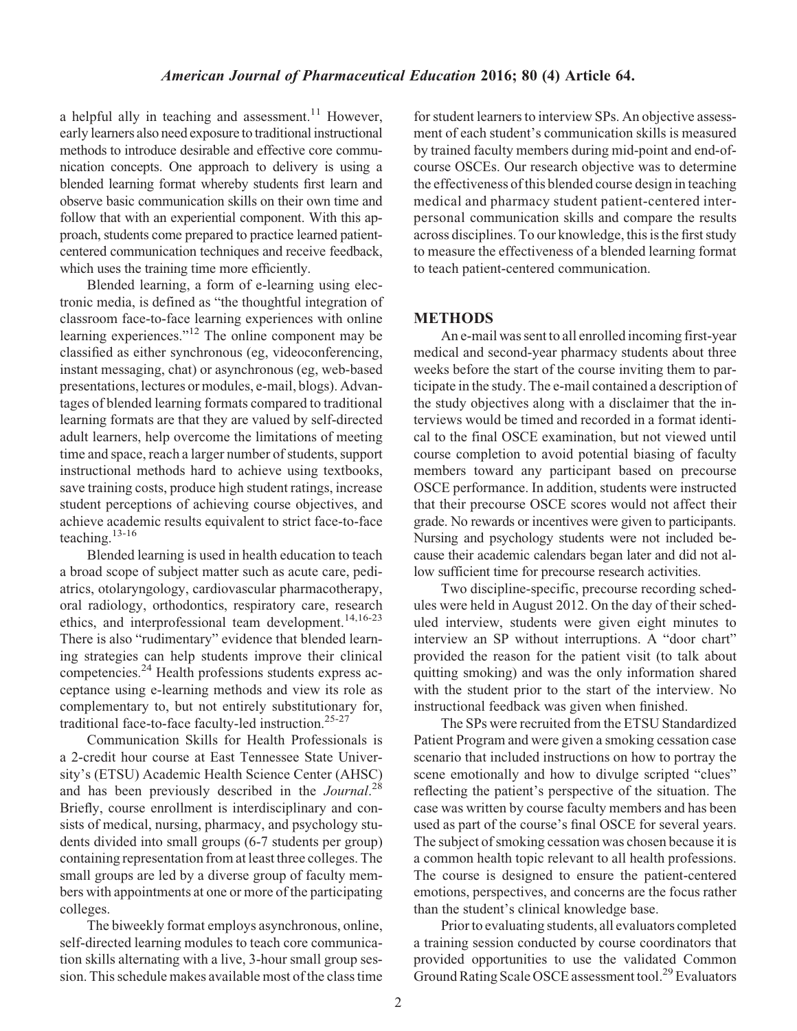a helpful ally in teaching and assessment.[11] However, early learners also need exposure to traditional instructional methods to introduce desirable and effective core communication concepts. One approach to delivery is using a blended learning format whereby students first learn and observe basic communication skills on their own time and follow that with an experiential component. With this approach, students come prepared to practice learned patient-centered communication techniques and receive feedback, which uses the training time more efficiently.

Blended learning, a form of e-learning using electronic media, is defined as "the thoughtful integration of classroom face-to-face learning experiences with online learning experiences."[12] The online component may be classified as either synchronous (eg, videoconferencing, instant messaging, chat) or asynchronous (eg, web-based presentations, lectures or modules, e-mail, blogs). Advantages of blended learning formats compared to traditional learning formats are that they are valued by self-directed adult learners, help overcome the limitations of meeting time and space, reach a larger number of students, support instructional methods hard to achieve using textbooks, save training costs, produce high student ratings, increase student perceptions of achieving course objectives, and achieve academic results equivalent to strict face-to-face teaching.[13-16]

Blended learning is used in health education to teach a broad scope of subject matter such as acute care, pediatrics, otolaryngology, cardiovascular pharmacotherapy, oral radiology, orthodontics, respiratory care, research ethics, and interprofessional team development.[14,16-23] There is also "rudimentary" evidence that blended learning strategies can help students improve their clinical competencies.[24] Health professions students express acceptance using e-learning methods and view its role as complementary to, but not entirely substitutionary for, traditional face-to-face faculty-led instruction.[25-27]

Communication Skills for Health Professionals is a 2-credit hour course at East Tennessee State University's (ETSU) Academic Health Science Center (AHSC) and has been previously described in the *Journal*.[28] Briefly, course enrollment is interdisciplinary and consists of medical, nursing, pharmacy, and psychology students divided into small groups (6-7 students per group) containing representation from at least three colleges. The small groups are led by a diverse group of faculty members with appointments at one or more of the participating colleges.

The biweekly format employs asynchronous, online, self-directed learning modules to teach core communication skills alternating with a live, 3-hour small group session. This schedule makes available most of the class time for student learners to interview SPs. An objective assessment of each student's communication skills is measured by trained faculty members during mid-point and end-of-course OSCEs. Our research objective was to determine the effectiveness of this blended course design in teaching medical and pharmacy student patient-centered interpersonal communication skills and compare the results across disciplines. To our knowledge, this is the first study to measure the effectiveness of a blended learning format to teach patient-centered communication.

## METHODS

An e-mail was sent to all enrolled incoming first-year medical and second-year pharmacy students about three weeks before the start of the course inviting them to participate in the study. The e-mail contained a description of the study objectives along with a disclaimer that the interviews would be timed and recorded in a format identical to the final OSCE examination, but not viewed until course completion to avoid potential biasing of faculty members toward any participant based on precourse OSCE performance. In addition, students were instructed that their precourse OSCE scores would not affect their grade. No rewards or incentives were given to participants. Nursing and psychology students were not included because their academic calendars began later and did not allow sufficient time for precourse research activities.

Two discipline-specific, precourse recording schedules were held in August 2012. On the day of their scheduled interview, students were given eight minutes to interview an SP without interruptions. A "door chart" provided the reason for the patient visit (to talk about quitting smoking) and was the only information shared with the student prior to the start of the interview. No instructional feedback was given when finished.

The SPs were recruited from the ETSU Standardized Patient Program and were given a smoking cessation case scenario that included instructions on how to portray the scene emotionally and how to divulge scripted "clues" reflecting the patient's perspective of the situation. The case was written by course faculty members and has been used as part of the course's final OSCE for several years. The subject of smoking cessation was chosen because it is a common health topic relevant to all health professions. The course is designed to ensure the patient-centered emotions, perspectives, and concerns are the focus rather than the student's clinical knowledge base.

Prior to evaluating students, all evaluators completed a training session conducted by course coordinators that provided opportunities to use the validated Common Ground Rating Scale OSCE assessment tool.[29] Evaluators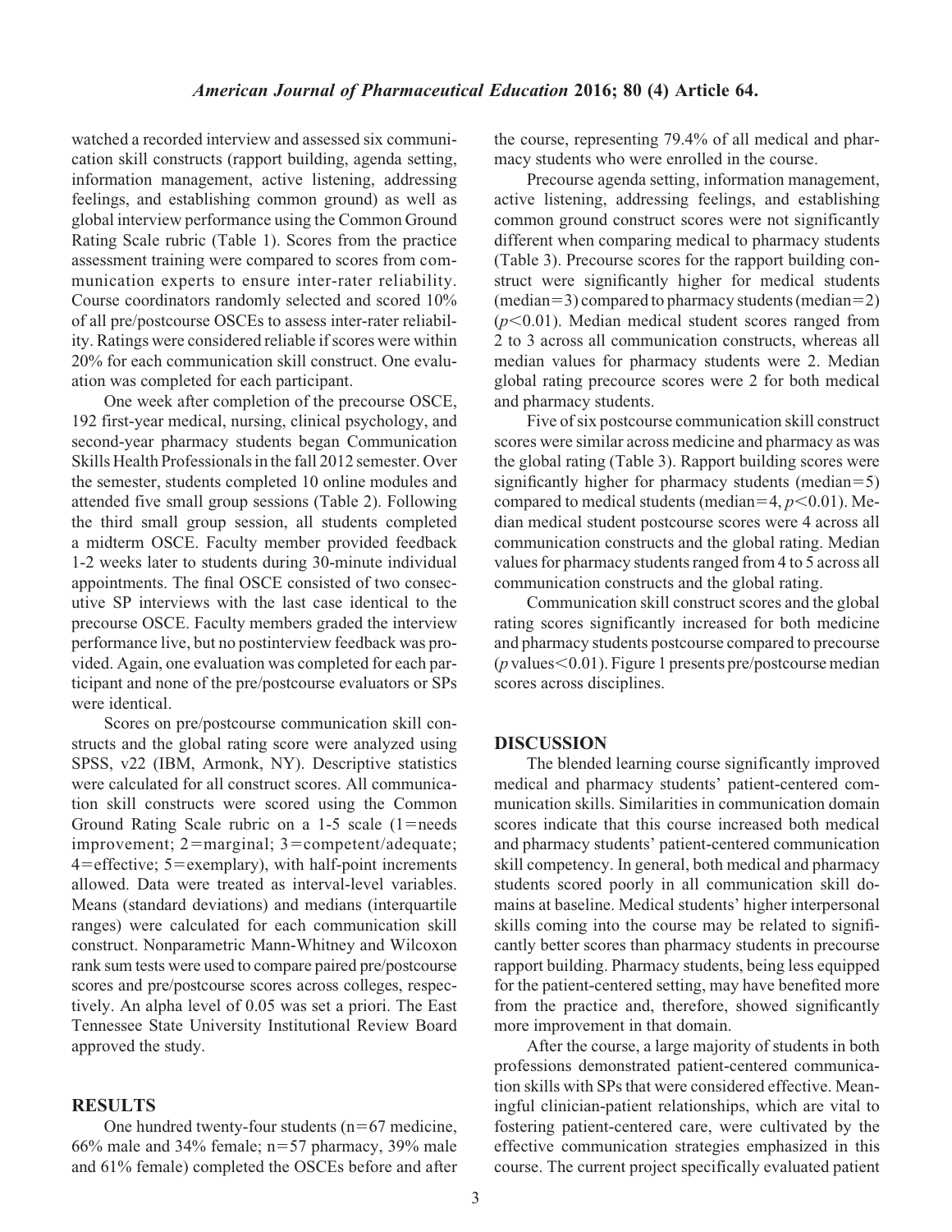watched a recorded interview and assessed six communication skill constructs (rapport building, agenda setting, information management, active listening, addressing feelings, and establishing common ground) as well as global interview performance using the Common Ground Rating Scale rubric (Table 1). Scores from the practice assessment training were compared to scores from communication experts to ensure inter-rater reliability. Course coordinators randomly selected and scored 10% of all pre/postcourse OSCEs to assess inter-rater reliability. Ratings were considered reliable if scores were within 20% for each communication skill construct. One evaluation was completed for each participant.

One week after completion of the precourse OSCE, 192 first-year medical, nursing, clinical psychology, and second-year pharmacy students began Communication Skills Health Professionals in the fall 2012 semester. Over the semester, students completed 10 online modules and attended five small group sessions (Table 2). Following the third small group session, all students completed a midterm OSCE. Faculty member provided feedback 1-2 weeks later to students during 30-minute individual appointments. The final OSCE consisted of two consecutive SP interviews with the last case identical to the precourse OSCE. Faculty members graded the interview performance live, but no postinterview feedback was provided. Again, one evaluation was completed for each participant and none of the pre/postcourse evaluators or SPs were identical.

Scores on pre/postcourse communication skill constructs and the global rating score were analyzed using SPSS, v22 (IBM, Armonk, NY). Descriptive statistics were calculated for all construct scores. All communication skill constructs were scored using the Common Ground Rating Scale rubric on a 1-5 scale (1=needs improvement; 2=marginal; 3=competent/adequate; 4=effective; 5=exemplary), with half-point increments allowed. Data were treated as interval-level variables. Means (standard deviations) and medians (interquartile ranges) were calculated for each communication skill construct. Nonparametric Mann-Whitney and Wilcoxon rank sum tests were used to compare paired pre/postcourse scores and pre/postcourse scores across colleges, respectively. An alpha level of 0.05 was set a priori. The East Tennessee State University Institutional Review Board approved the study.

## RESULTS

One hundred twenty-four students (n=67 medicine, 66% male and 34% female; n=57 pharmacy, 39% male and 61% female) completed the OSCEs before and after the course, representing 79.4% of all medical and pharmacy students who were enrolled in the course.

Precourse agenda setting, information management, active listening, addressing feelings, and establishing common ground construct scores were not significantly different when comparing medical to pharmacy students (Table 3). Precourse scores for the rapport building construct were significantly higher for medical students (median=3) compared to pharmacy students (median=2) ($p<0.01$). Median medical student scores ranged from 2 to 3 across all communication constructs, whereas all median values for pharmacy students were 2. Median global rating precource scores were 2 for both medical and pharmacy students.

Five of six postcourse communication skill construct scores were similar across medicine and pharmacy as was the global rating (Table 3). Rapport building scores were significantly higher for pharmacy students (median=5) compared to medical students (median=4, $p<0.01$). Median medical student postcourse scores were 4 across all communication constructs and the global rating. Median values for pharmacy students ranged from 4 to 5 across all communication constructs and the global rating.

Communication skill construct scores and the global rating scores significantly increased for both medicine and pharmacy students postcourse compared to precourse ($p$ values$<0.01$). Figure 1 presents pre/postcourse median scores across disciplines.

## DISCUSSION

The blended learning course significantly improved medical and pharmacy students' patient-centered communication skills. Similarities in communication domain scores indicate that this course increased both medical and pharmacy students' patient-centered communication skill competency. In general, both medical and pharmacy students scored poorly in all communication skill domains at baseline. Medical students' higher interpersonal skills coming into the course may be related to significantly better scores than pharmacy students in precourse rapport building. Pharmacy students, being less equipped for the patient-centered setting, may have benefited more from the practice and, therefore, showed significantly more improvement in that domain.

After the course, a large majority of students in both professions demonstrated patient-centered communication skills with SPs that were considered effective. Meaningful clinician-patient relationships, which are vital to fostering patient-centered care, were cultivated by the effective communication strategies emphasized in this course. The current project specifically evaluated patient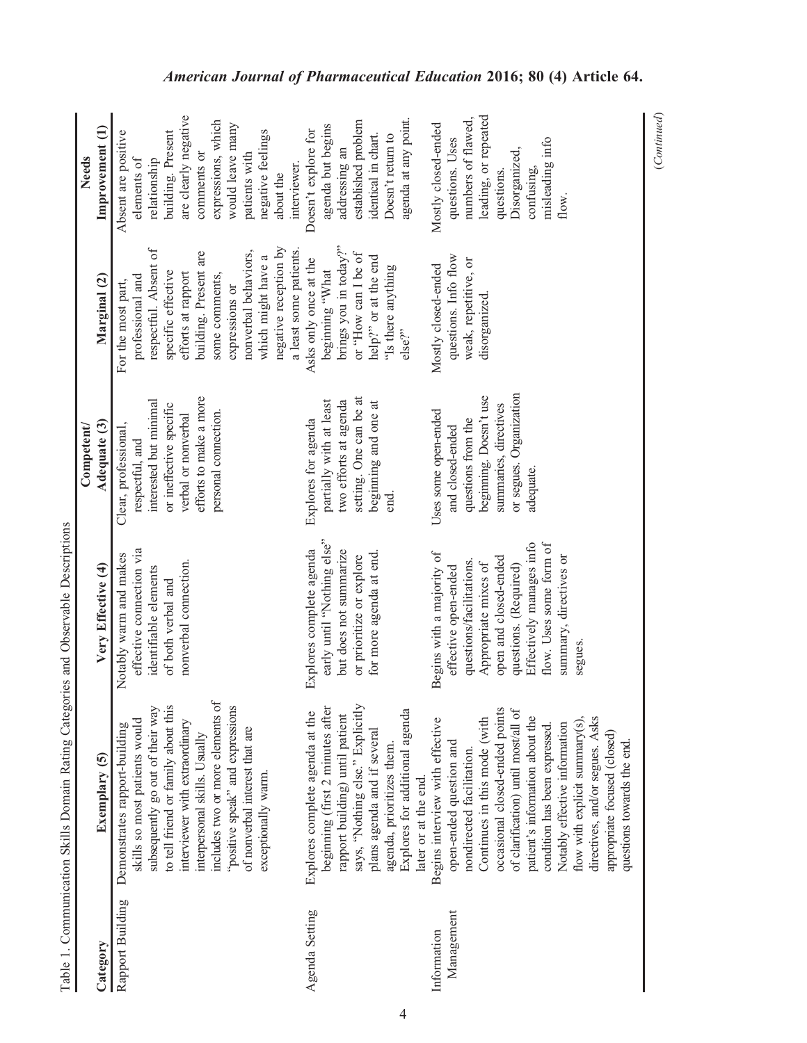Table 1. Communication Skills Domain Rating Categories and Observable Descriptions

| Category | Exemplary (5) | Very Effective (4) | Competent/ Adequate (3) | Marginal (2) | Needs Improvement (1) |
| --- | --- | --- | --- | --- | --- |
| Rapport Building | Demonstrates rapport-building skills so most patients would subsequently go out of their way to tell friend or family about this interviewer with extraordinary interpersonal skills. Usually includes two or more elements of "positive speak" and expressions of nonverbal interest that are exceptionally warm. | Notably warm and makes effective connection via identifiable elements of both verbal and nonverbal connection. | Clear, professional, respectful, and interested but minimal or ineffective specific verbal or nonverbal efforts to make a more personal connection. | For the most part, professional and respectful. Absent of specific effective efforts at rapport building. Present are some comments, expressions or nonverbal behaviors, which might have a negative reception by a least some patients. | Absent are positive elements of relationship building. Present are clearly negative comments or expressions, which would leave many patients with negative feelings about the interviewer. |
| Agenda Setting | Explores complete agenda at the beginning (first 2 minutes after rapport building) until patient says, "Nothing else." Explicitly plans agenda and if several agenda, prioritizes them. Explores for additional agenda later or at the end. | Explores complete agenda early until "Nothing else" but does not summarize or prioritize or explore for more agenda at end. | Explores for agenda partially with at least two efforts at agenda setting. One can be at beginning and one at end. | Asks only once at the beginning "What brings you in today?" or "How can I be of help?" or at the end "Is there anything else?" | Doesn't explore for agenda but begins addressing an established problem identical in chart. Doesn't return to agenda at any point. |
| Information Management | Begins interview with effective open-ended question and nondirected facilitation. Continues in this mode (with occasional closed-ended points of clarification) until most/all of patient's information about the condition has been expressed. Notably effective information flow with explicit summary(s), directives, and/or segues. Asks appropriate focused (closed) questions towards the end. | Begins with a majority of effective open-ended questions/facilitations. Appropriate mixes of open and closed-ended questions. (Required) Effectively manages info flow. Uses some form of summary, directives or segues. | Uses some open-ended and closed-ended questions from the beginning. Doesn't use summaries, directives or segues. Organization adequate. | Mostly closed-ended questions. Info flow weak, repetitive, or disorganized. | Mostly closed-ended questions. Uses numbers of flawed, leading, or repeated questions. Disorganized, confusing, misleading info flow. |

(*Continued*)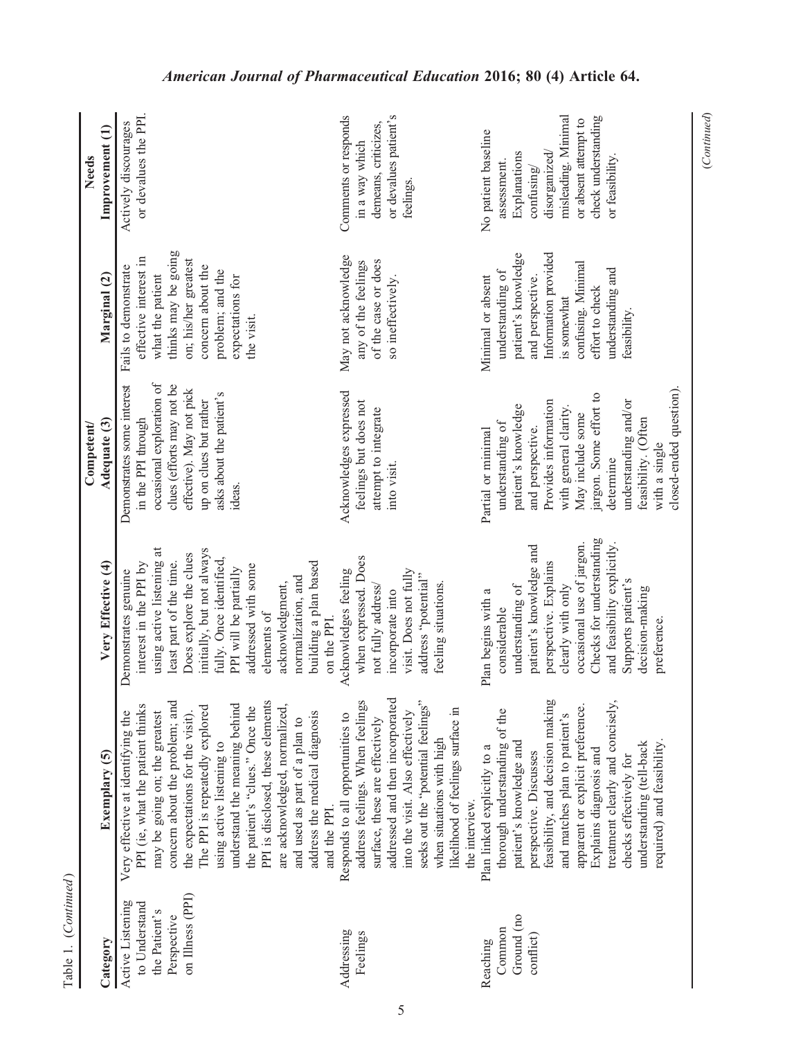Table 1. (*Continued*)

| Category | Exemplary (5) | Very Effective (4) | Competent/ Adequate (3) | Marginal (2) | Needs Improvement (1) |
|---|---|---|---|---|---|
| Active Listening to Understand the Patient's Perspective on Illness (PPI) | Very effective at identifying the PPI (ie, what the patient thinks may be going on; the greatest concern about the problem; and the expectations for the visit). The PPI is repeatedly explored using active listening to understand the meaning behind the patient's "clues." Once the PPI is disclosed, these elements are acknowledged, normalized, and used as part of a plan to address the medical diagnosis and the PPI. | Demonstrates genuine interest in the PPI by using active listening at least part of the time. Does explore the clues initially, but not always fully. Once identified, PPI will be partially addressed with some elements of acknowledgment, normalization, and building a plan based on the PPI. | Demonstrates some interest in the PPI through occasional exploration of clues (efforts may not be effective). May not pick up on clues but rather asks about the patient's ideas. | Fails to demonstrate effective interest in what the patient thinks may be going on; his/her greatest concern about the problem; and the expectations for the visit. | Actively discourages or devalues the PPI. |
| Addressing Feelings | Responds to all opportunities to address feelings. When feelings surface, these are effectively addressed and then incorporated into the visit. Also effectively seeks out the "potential feelings" when situations with high likelihood of feelings surface in the interview. | Acknowledges feeling when expressed. Does not fully address/ incorporate into visit. Does not fully address "potential" feeling situations. | Acknowledges expressed feelings but does not attempt to integrate into visit. | May not acknowledge any of the feelings of the case or does so ineffectively. | Comments or responds in a way which demeans, criticizes, or devalues patient's feelings. |
| Reaching Common Ground (no conflict) | Plan linked explicitly to a thorough understanding of the patient's knowledge and perspective. Discusses feasibility, and decision making and matches plan to patient's apparent or explicit preference. Explains diagnosis and treatment clearly and concisely, checks effectively for understanding (tell-back required) and feasibility. | Plan begins with a considerable understanding of patient's knowledge and perspective. Explains clearly with only occasional use of jargon. Checks for understanding and feasibility explicitly. Supports patient's decision-making preference. | Partial or minimal understanding of patient's knowledge and perspective. Provides information with general clarity. May include some jargon. Some effort to determine understanding and/or feasibility. (Often with a single closed-ended question). | Minimal or absent understanding of patient's knowledge and perspective. Information provided is somewhat confusing. Minimal effort to check understanding and feasibility. | No patient baseline assessment. Explanations confusing/ disorganized/ misleading. Minimal or absent attempt to check understanding or feasibility. |

(*Continued*)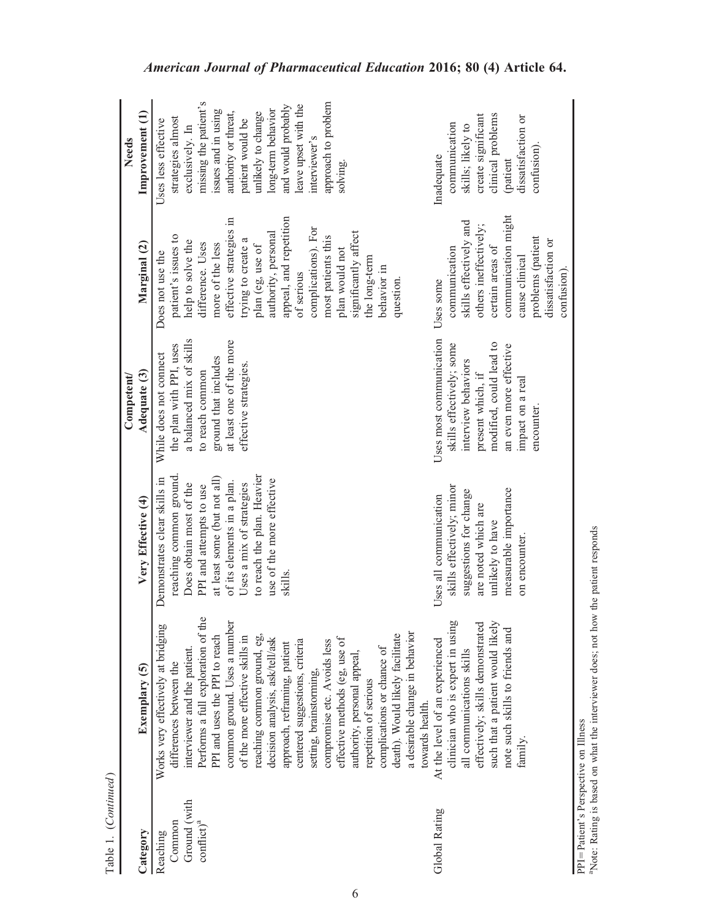Table 1. (*Continued*)

| Category | Exemplary (5) | Very Effective (4) | Competent/ Adequate (3) | Marginal (2) | Needs Improvement (1) |
|---|---|---|---|---|---|
| Reaching Common Ground (with conflict)[a] | Works very effectively at bridging differences between the interviewer and the patient. Performs a full exploration of the PPI and uses the PPI to reach common ground. Uses a number of the more effective skills in reaching common ground, eg, decision analysis, ask/tell/ask approach, reframing, patient centered suggestions, criteria setting, brainstorming, compromise etc. Avoids less effective methods (eg, use of authority, personal appeal, repetition of serious complications or chance of death). Would likely facilitate a desirable change in behavior towards health. | Demonstrates clear skills in reaching common ground. Does obtain most of the PPI and attempts to use at least some (but not all) of its elements in a plan. Uses a mix of strategies to reach the plan. Heavier use of the more effective skills. | While does not connect the plan with PPI, uses a balanced mix of skills to reach common ground that includes at least one of the more effective strategies. | Does not use the patient's issues to help to solve the difference. Uses more of the less effective strategies in trying to create a plan (eg, use of authority, personal appeal, and repetition of serious complications). For most patients this plan would not significantly affect the long-term behavior in question. | Uses less effective strategies almost exclusively. In missing the patient's issues and in using authority or threat, patient would be unlikely to change long-term behavior and would probably leave upset with the interviewer's approach to problem solving. |
| Global Rating | At the level of an experienced clinician who is expert in using all communications skills effectively; skills demonstrated such that a patient would likely note such skills to friends and family. | Uses all communication skills effectively; minor suggestions for change are noted which are unlikely to have measurable importance on encounter. | Uses most communication skills effectively; some interview behaviors present which, if modified, could lead to an even more effective impact on a real encounter. | Uses some communication skills effectively and others ineffectively; certain areas of communication might cause clinical problems (patient dissatisfaction or confusion). | Inadequate communication skills; likely to create significant clinical problems (patient dissatisfaction or confusion). |

PPI=Patient's Perspective on Illness

[a]Note: Rating is based on what the interviewer does; not how the patient responds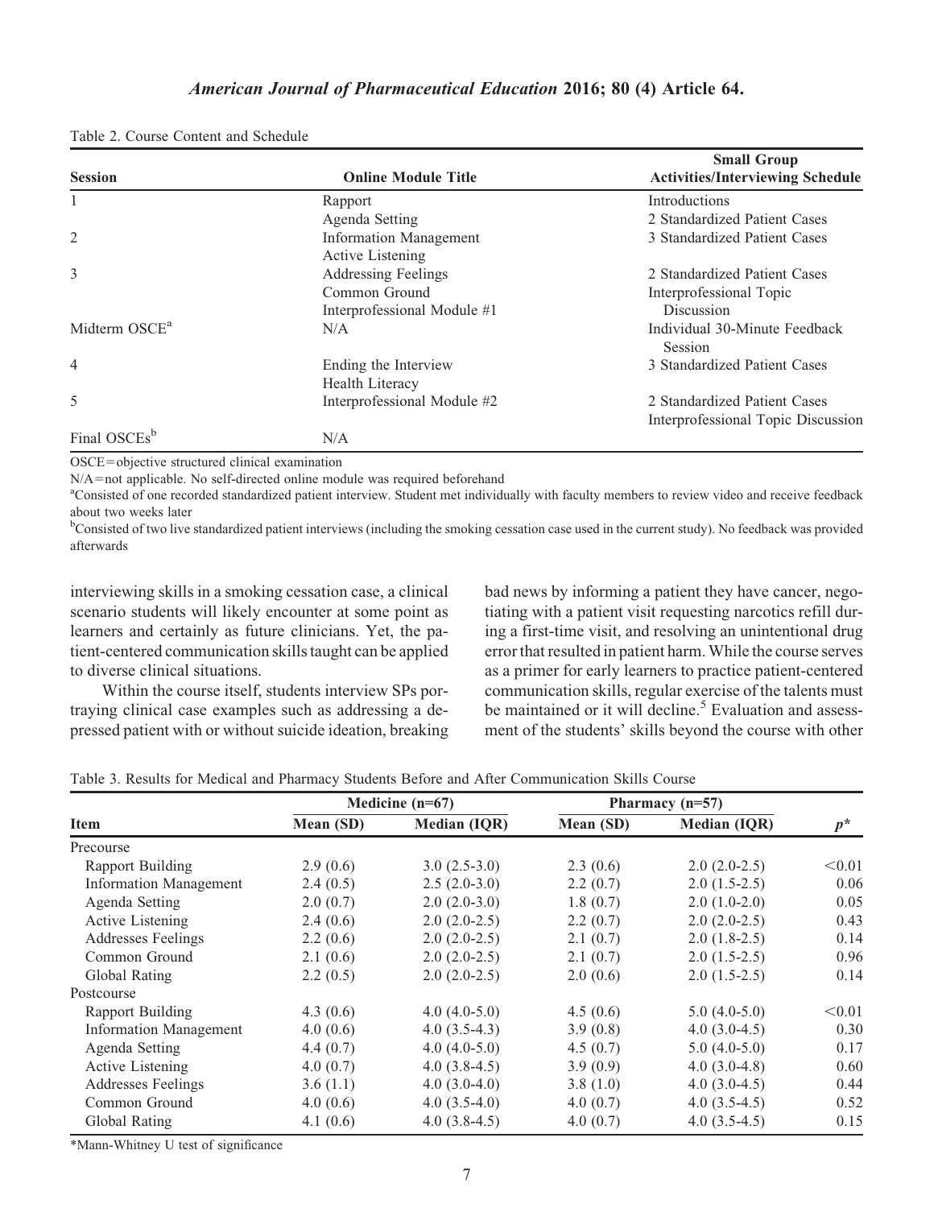Table 2. Course Content and Schedule

| Session | Online Module Title | Small Group Activities/Interviewing Schedule |
|---|---|---|
| 1 | Rapport | Introductions |
| | Agenda Setting | 2 Standardized Patient Cases |
| 2 | Information Management | 3 Standardized Patient Cases |
| | Active Listening | |
| 3 | Addressing Feelings | 2 Standardized Patient Cases |
| | Common Ground | Interprofessional Topic Discussion |
| | Interprofessional Module #1 | |
| Midterm OSCE[a] | N/A | Individual 30-Minute Feedback Session |
| 4 | Ending the Interview | 3 Standardized Patient Cases |
| | Health Literacy | |
| 5 | Interprofessional Module #2 | 2 Standardized Patient Cases |
| | | Interprofessional Topic Discussion |
| Final OSCEs[b] | N/A | |

OSCE=objective structured clinical examination

N/A=not applicable. No self-directed online module was required beforehand

[a]Consisted of one recorded standardized patient interview. Student met individually with faculty members to review video and receive feedback about two weeks later

[b]Consisted of two live standardized patient interviews (including the smoking cessation case used in the current study). No feedback was provided afterwards

interviewing skills in a smoking cessation case, a clinical scenario students will likely encounter at some point as learners and certainly as future clinicians. Yet, the patient-centered communication skills taught can be applied to diverse clinical situations.

Within the course itself, students interview SPs portraying clinical case examples such as addressing a depressed patient with or without suicide ideation, breaking bad news by informing a patient they have cancer, negotiating with a patient visit requesting narcotics refill during a first-time visit, and resolving an unintentional drug error that resulted in patient harm. While the course serves as a primer for early learners to practice patient-centered communication skills, regular exercise of the talents must be maintained or it will decline.[5] Evaluation and assessment of the students' skills beyond the course with other

Table 3. Results for Medical and Pharmacy Students Before and After Communication Skills Course

| Item | Medicine (n=67) | | Pharmacy (n=57) | | |
|---|---|---|---|---|---|
| | Mean (SD) | Median (IQR) | Mean (SD) | Median (IQR) | $p$* |
| Precourse | | | | | |
| Rapport Building | 2.9 (0.6) | 3.0 (2.5-3.0) | 2.3 (0.6) | 2.0 (2.0-2.5) | <0.01 |
| Information Management | 2.4 (0.5) | 2.5 (2.0-3.0) | 2.2 (0.7) | 2.0 (1.5-2.5) | 0.06 |
| Agenda Setting | 2.0 (0.7) | 2.0 (2.0-3.0) | 1.8 (0.7) | 2.0 (1.0-2.0) | 0.05 |
| Active Listening | 2.4 (0.6) | 2.0 (2.0-2.5) | 2.2 (0.7) | 2.0 (2.0-2.5) | 0.43 |
| Addresses Feelings | 2.2 (0.6) | 2.0 (2.0-2.5) | 2.1 (0.7) | 2.0 (1.8-2.5) | 0.14 |
| Common Ground | 2.1 (0.6) | 2.0 (2.0-2.5) | 2.1 (0.7) | 2.0 (1.5-2.5) | 0.96 |
| Global Rating | 2.2 (0.5) | 2.0 (2.0-2.5) | 2.0 (0.6) | 2.0 (1.5-2.5) | 0.14 |
| Postcourse | | | | | |
| Rapport Building | 4.3 (0.6) | 4.0 (4.0-5.0) | 4.5 (0.6) | 5.0 (4.0-5.0) | <0.01 |
| Information Management | 4.0 (0.6) | 4.0 (3.5-4.3) | 3.9 (0.8) | 4.0 (3.0-4.5) | 0.30 |
| Agenda Setting | 4.4 (0.7) | 4.0 (4.0-5.0) | 4.5 (0.7) | 5.0 (4.0-5.0) | 0.17 |
| Active Listening | 4.0 (0.7) | 4.0 (3.8-4.5) | 3.9 (0.9) | 4.0 (3.0-4.8) | 0.60 |
| Addresses Feelings | 3.6 (1.1) | 4.0 (3.0-4.0) | 3.8 (1.0) | 4.0 (3.0-4.5) | 0.44 |
| Common Ground | 4.0 (0.6) | 4.0 (3.5-4.0) | 4.0 (0.7) | 4.0 (3.5-4.5) | 0.52 |
| Global Rating | 4.1 (0.6) | 4.0 (3.8-4.5) | 4.0 (0.7) | 4.0 (3.5-4.5) | 0.15 |

*Mann-Whitney U test of significance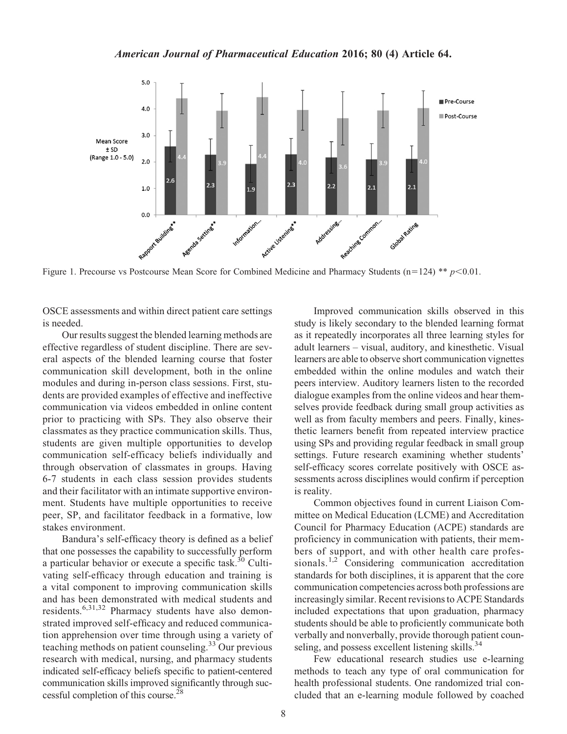Figure 1. Precourse vs Postcourse Mean Score for Combined Medicine and Pharmacy Students ($n=124$) ** $p<0.01$.

OSCE assessments and within direct patient care settings is needed.

Our results suggest the blended learning methods are effective regardless of student discipline. There are several aspects of the blended learning course that foster communication skill development, both in the online modules and during in-person class sessions. First, students are provided examples of effective and ineffective communication via videos embedded in online content prior to practicing with SPs. They also observe their classmates as they practice communication skills. Thus, students are given multiple opportunities to develop communication self-efficacy beliefs individually and through observation of classmates in groups. Having 6-7 students in each class session provides students and their facilitator with an intimate supportive environment. Students have multiple opportunities to receive peer, SP, and facilitator feedback in a formative, low stakes environment.

Bandura's self-efficacy theory is defined as a belief that one possesses the capability to successfully perform a particular behavior or execute a specific task.[30] Cultivating self-efficacy through education and training is a vital component to improving communication skills and has been demonstrated with medical students and residents.[6,31,32] Pharmacy students have also demonstrated improved self-efficacy and reduced communication apprehension over time through using a variety of teaching methods on patient counseling.[33] Our previous research with medical, nursing, and pharmacy students indicated self-efficacy beliefs specific to patient-centered communication skills improved significantly through successful completion of this course.[28]

Improved communication skills observed in this study is likely secondary to the blended learning format as it repeatedly incorporates all three learning styles for adult learners – visual, auditory, and kinesthetic. Visual learners are able to observe short communication vignettes embedded within the online modules and watch their peers interview. Auditory learners listen to the recorded dialogue examples from the online videos and hear themselves provide feedback during small group activities as well as from faculty members and peers. Finally, kinesthetic learners benefit from repeated interview practice using SPs and providing regular feedback in small group settings. Future research examining whether students' self-efficacy scores correlate positively with OSCE assessments across disciplines would confirm if perception is reality.

Common objectives found in current Liaison Committee on Medical Education (LCME) and Accreditation Council for Pharmacy Education (ACPE) standards are proficiency in communication with patients, their members of support, and with other health care professionals.[1,2] Considering communication accreditation standards for both disciplines, it is apparent that the core communication competencies across both professions are increasingly similar. Recent revisions to ACPE Standards included expectations that upon graduation, pharmacy students should be able to proficiently communicate both verbally and nonverbally, provide thorough patient counseling, and possess excellent listening skills.[34]

Few educational research studies use e-learning methods to teach any type of oral communication for health professional students. One randomized trial concluded that an e-learning module followed by coached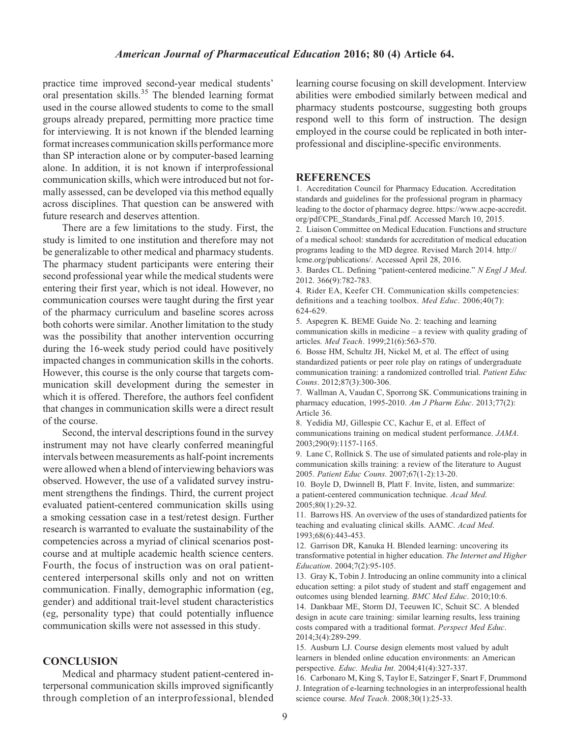practice time improved second-year medical students' oral presentation skills.[35] The blended learning format used in the course allowed students to come to the small groups already prepared, permitting more practice time for interviewing. It is not known if the blended learning format increases communication skills performance more than SP interaction alone or by computer-based learning alone. In addition, it is not known if interprofessional communication skills, which were introduced but not formally assessed, can be developed via this method equally across disciplines. That question can be answered with future research and deserves attention.

There are a few limitations to the study. First, the study is limited to one institution and therefore may not be generalizable to other medical and pharmacy students. The pharmacy student participants were entering their second professional year while the medical students were entering their first year, which is not ideal. However, no communication courses were taught during the first year of the pharmacy curriculum and baseline scores across both cohorts were similar. Another limitation to the study was the possibility that another intervention occurring during the 16-week study period could have positively impacted changes in communication skills in the cohorts. However, this course is the only course that targets communication skill development during the semester in which it is offered. Therefore, the authors feel confident that changes in communication skills were a direct result of the course.

Second, the interval descriptions found in the survey instrument may not have clearly conferred meaningful intervals between measurements as half-point increments were allowed when a blend of interviewing behaviors was observed. However, the use of a validated survey instrument strengthens the findings. Third, the current project evaluated patient-centered communication skills using a smoking cessation case in a test/retest design. Further research is warranted to evaluate the sustainability of the competencies across a myriad of clinical scenarios postcourse and at multiple academic health science centers. Fourth, the focus of instruction was on oral patient-centered interpersonal skills only and not on written communication. Finally, demographic information (eg, gender) and additional trait-level student characteristics (eg, personality type) that could potentially influence communication skills were not assessed in this study.

## CONCLUSION

Medical and pharmacy student patient-centered interpersonal communication skills improved significantly through completion of an interprofessional, blended learning course focusing on skill development. Interview abilities were embodied similarly between medical and pharmacy students postcourse, suggesting both groups respond well to this form of instruction. The design employed in the course could be replicated in both interprofessional and discipline-specific environments.

## REFERENCES

1. Accreditation Council for Pharmacy Education. Accreditation standards and guidelines for the professional program in pharmacy leading to the doctor of pharmacy degree. https://www.acpe-accredit.org/pdf/CPE_Standards_Final.pdf. Accessed March 10, 2015.
2. Liaison Committee on Medical Education. Functions and structure of a medical school: standards for accreditation of medical education programs leading to the MD degree. Revised March 2014. http://lcme.org/publications/. Accessed April 28, 2016.
3. Bardes CL. Defining "patient-centered medicine." *N Engl J Med*. 2012. 366(9):782-783.
4. Rider EA, Keefer CH. Communication skills competencies: definitions and a teaching toolbox. *Med Educ*. 2006;40(7): 624-629.
5. Aspegren K. BEME Guide No. 2: teaching and learning communication skills in medicine – a review with quality grading of articles. *Med Teach*. 1999;21(6):563-570.
6. Bosse HM, Schultz JH, Nickel M, et al. The effect of using standardized patients or peer role play on ratings of undergraduate communication training: a randomized controlled trial. *Patient Educ Couns*. 2012;87(3):300-306.
7. Wallman A, Vaudan C, Sporrong SK. Communications training in pharmacy education, 1995-2010. *Am J Pharm Educ*. 2013;77(2): Article 36.
8. Yedidia MJ, Gillespie CC, Kachur E, et al. Effect of communications training on medical student performance. *JAMA*. 2003;290(9):1157-1165.
9. Lane C, Rollnick S. The use of simulated patients and role-play in communication skills training: a review of the literature to August 2005. *Patient Educ Couns*. 2007;67(1-2):13-20.
10. Boyle D, Dwinnell B, Platt F. Invite, listen, and summarize: a patient-centered communication technique. *Acad Med*. 2005;80(1):29-32.
11. Barrows HS. An overview of the uses of standardized patients for teaching and evaluating clinical skills. AAMC. *Acad Med*. 1993;68(6):443-453.
12. Garrison DR, Kanuka H. Blended learning: uncovering its transformative potential in higher education. *The Internet and Higher Education*. 2004;7(2):95-105.
13. Gray K, Tobin J. Introducing an online community into a clinical education setting: a pilot study of student and staff engagement and outcomes using blended learning. *BMC Med Educ*. 2010;10:6.
14. Dankbaar ME, Storm DJ, Teeuwen IC, Schuit SC. A blended design in acute care training: similar learning results, less training costs compared with a traditional format. *Perspect Med Educ*. 2014;3(4):289-299.
15. Ausburn LJ. Course design elements most valued by adult learners in blended online education environments: an American perspective. *Educ. Media Int.* 2004;41(4):327-337.
16. Carbonaro M, King S, Taylor E, Satzinger F, Snart F, Drummond J. Integration of e-learning technologies in an interprofessional health science course. *Med Teach*. 2008;30(1):25-33.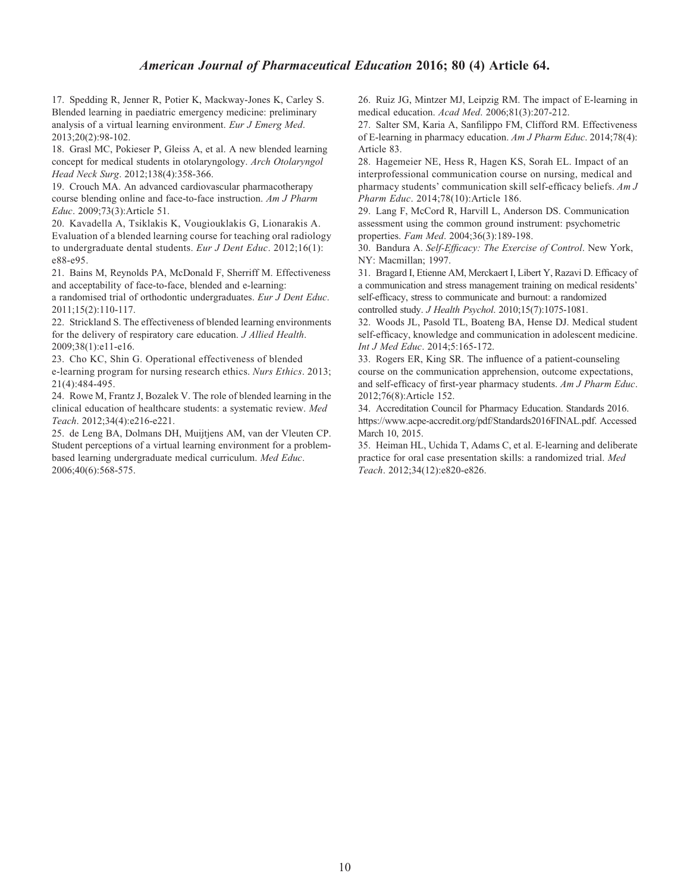17. Spedding R, Jenner R, Potier K, Mackway-Jones K, Carley S. Blended learning in paediatric emergency medicine: preliminary analysis of a virtual learning environment. *Eur J Emerg Med*. 2013;20(2):98-102.

18. Grasl MC, Pokieser P, Gleiss A, et al. A new blended learning concept for medical students in otolaryngology. *Arch Otolaryngol Head Neck Surg*. 2012;138(4):358-366.

19. Crouch MA. An advanced cardiovascular pharmacotherapy course blending online and face-to-face instruction. *Am J Pharm Educ*. 2009;73(3):Article 51.

20. Kavadella A, Tsiklakis K, Vougiouklakis G, Lionarakis A. Evaluation of a blended learning course for teaching oral radiology to undergraduate dental students. *Eur J Dent Educ*. 2012;16(1):e88-e95.

21. Bains M, Reynolds PA, McDonald F, Sherriff M. Effectiveness and acceptability of face-to-face, blended and e-learning: a randomised trial of orthodontic undergraduates. *Eur J Dent Educ*. 2011;15(2):110-117.

22. Strickland S. The effectiveness of blended learning environments for the delivery of respiratory care education. *J Allied Health*. 2009;38(1):e11-e16.

23. Cho KC, Shin G. Operational effectiveness of blended e-learning program for nursing research ethics. *Nurs Ethics*. 2013;21(4):484-495.

24. Rowe M, Frantz J, Bozalek V. The role of blended learning in the clinical education of healthcare students: a systematic review. *Med Teach*. 2012;34(4):e216-e221.

25. de Leng BA, Dolmans DH, Muijtjens AM, van der Vleuten CP. Student perceptions of a virtual learning environment for a problem-based learning undergraduate medical curriculum. *Med Educ*. 2006;40(6):568-575.

26. Ruiz JG, Mintzer MJ, Leipzig RM. The impact of E-learning in medical education. *Acad Med*. 2006;81(3):207-212.

27. Salter SM, Karia A, Sanfilippo FM, Clifford RM. Effectiveness of E-learning in pharmacy education. *Am J Pharm Educ*. 2014;78(4):Article 83.

28. Hagemeier NE, Hess R, Hagen KS, Sorah EL. Impact of an interprofessional communication course on nursing, medical and pharmacy students' communication skill self-efficacy beliefs. *Am J Pharm Educ*. 2014;78(10):Article 186.

29. Lang F, McCord R, Harvill L, Anderson DS. Communication assessment using the common ground instrument: psychometric properties. *Fam Med*. 2004;36(3):189-198.

30. Bandura A. *Self-Efficacy: The Exercise of Control*. New York, NY: Macmillan; 1997.

31. Bragard I, Etienne AM, Merckaert I, Libert Y, Razavi D. Efficacy of a communication and stress management training on medical residents' self-efficacy, stress to communicate and burnout: a randomized controlled study. *J Health Psychol*. 2010;15(7):1075-1081.

32. Woods JL, Pasold TL, Boateng BA, Hense DJ. Medical student self-efficacy, knowledge and communication in adolescent medicine. *Int J Med Educ*. 2014;5:165-172.

33. Rogers ER, King SR. The influence of a patient-counseling course on the communication apprehension, outcome expectations, and self-efficacy of first-year pharmacy students. *Am J Pharm Educ*. 2012;76(8):Article 152.

34. Accreditation Council for Pharmacy Education. Standards 2016. https://www.acpe-accredit.org/pdf/Standards2016FINAL.pdf. Accessed March 10, 2015.

35. Heiman HL, Uchida T, Adams C, et al. E-learning and deliberate practice for oral case presentation skills: a randomized trial. *Med Teach*. 2012;34(12):e820-e826.